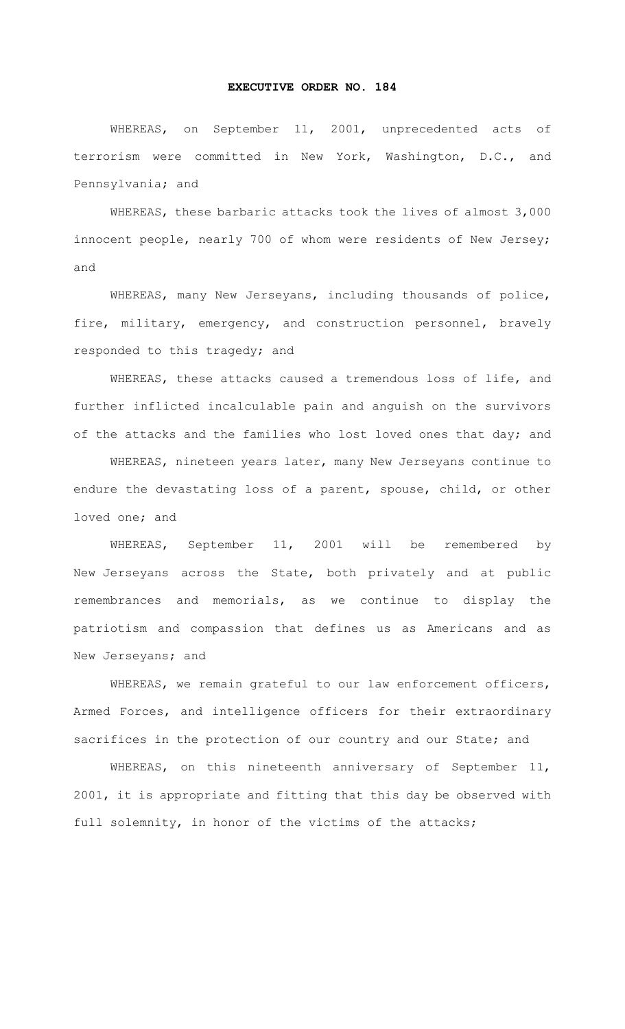# EXECUTIVE ORDER NO. 184

WHEREAS, on September 11, 2001, unprecedented acts of terrorism were committed in New York, Washington, D.C., and Pennsylvania; and

WHEREAS, these barbaric attacks took the lives of almost 3,000 innocent people, nearly 700 of whom were residents of New Jersey; and

WHEREAS, many New Jerseyans, including thousands of police, fire, military, emergency, and construction personnel, bravely responded to this tragedy; and

WHEREAS, these attacks caused a tremendous loss of life, and further inflicted incalculable pain and anguish on the survivors of the attacks and the families who lost loved ones that day; and

WHEREAS, nineteen years later, many New Jerseyans continue to endure the devastating loss of a parent, spouse, child, or other loved one; and

WHEREAS, September 11, 2001 will be remembered by New Jerseyans across the State, both privately and at public remembrances and memorials, as we continue to display the patriotism and compassion that defines us as Americans and as New Jerseyans; and

WHEREAS, we remain grateful to our law enforcement officers, Armed Forces, and intelligence officers for their extraordinary sacrifices in the protection of our country and our State; and

WHEREAS, on this nineteenth anniversary of September 11, 2001, it is appropriate and fitting that this day be observed with full solemnity, in honor of the victims of the attacks;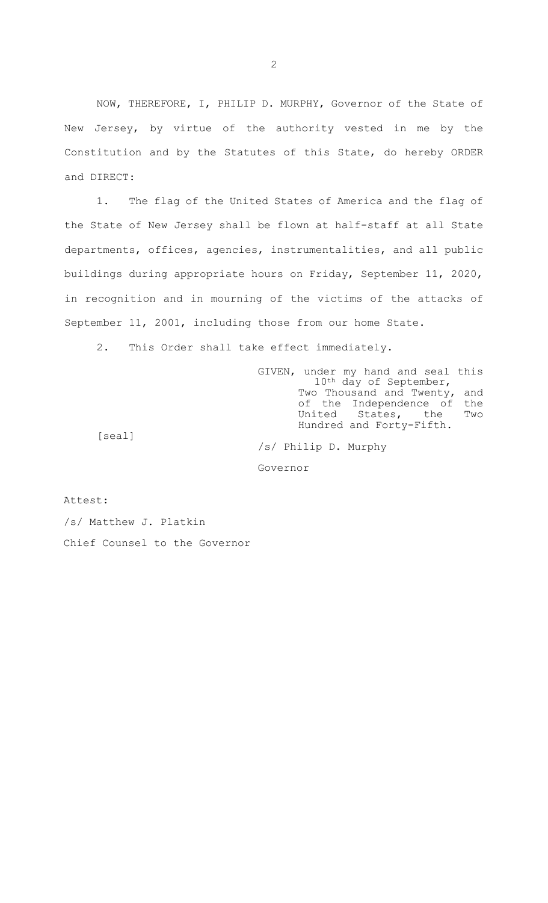NOW, THEREFORE, I, PHILIP D. MURPHY, Governor of the State of New Jersey, by virtue of the authority vested in me by the Constitution and by the Statutes of this State, do hereby ORDER and DIRECT:

1. The flag of the United States of America and the flag of the State of New Jersey shall be flown at half-staff at all State departments, offices, agencies, instrumentalities, and all public buildings during appropriate hours on Friday, September 11, 2020, in recognition and in mourning of the victims of the attacks of September 11, 2001, including those from our home State.

2. This Order shall take effect immediately.

GIVEN, under my hand and seal this 10th day of September, Two Thousand and Twenty, and of the Independence of the United States, the Two Hundred and Forty-Fifth.

[seal]

/s/ Philip D. Murphy

Governor

Attest:

/s/ Matthew J. Platkin

Chief Counsel to the Governor